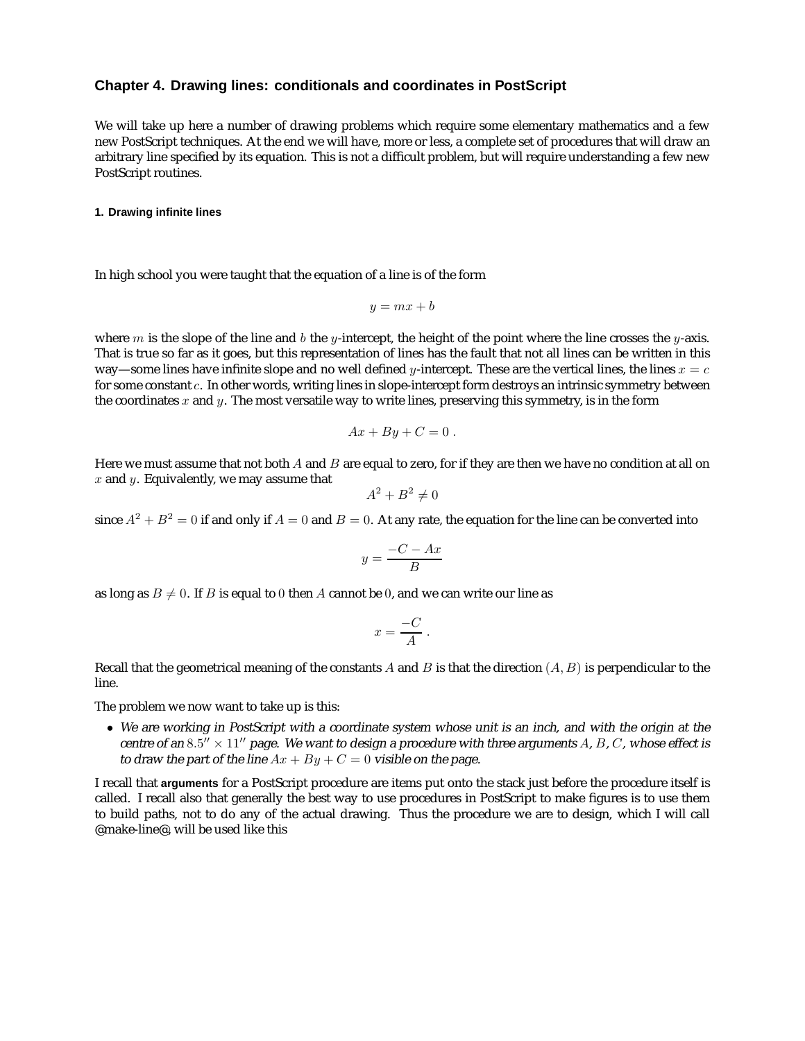## Chapter 4. Drawing lines: conditionals and coordinates in PostScript

We will take up here a number of drawing problems which require some elementary mathematics and a few new PostScript techniques. At the end we will have, more or less, a complete set of procedures that will draw an arbitrary line specified by its equation. This is not a difficult problem, but will require understanding a few new PostScript routines.

### 1. Drawing infinite lines

In high school you were taught that the equation of a line is of the form

$$y = mx + b$$

where $m$ is the slope of the line and $b$ the $y$-intercept, the height of the point where the line crosses the $y$-axis. That is true so far as it goes, but this representation of lines has the fault that not all lines can be written in this way—some lines have infinite slope and no well defined $y$-intercept. These are the vertical lines, the lines $x = c$ for some constant $c$. In other words, writing lines in slope-intercept form destroys an intrinsic symmetry between the coordinates $x$ and $y$. The most versatile way to write lines, preserving this symmetry, is in the form

$$Ax + By + C = 0 \ .$$

Here we must assume that not both $A$ and $B$ are equal to zero, for if they are then we have no condition at all on $x$ and $y$. Equivalently, we may assume that

$$A^2 + B^2 \neq 0$$

since $A^2 + B^2 = 0$ if and only if $A = 0$ and $B = 0$. At any rate, the equation for the line can be converted into

$$y = \frac{-C - Ax}{B}$$

as long as $B \neq 0$. If $B$ is equal to $0$ then $A$ cannot be $0$, and we can write our line as

$$x = \frac{-C}{A} \ .$$

Recall that the geometrical meaning of the constants $A$ and $B$ is that the direction $(A, B)$ is perpendicular to the line.

The problem we now want to take up is this:

- *We are working in PostScript with a coordinate system whose unit is an inch, and with the origin at the centre of an $8.5'' \times 11''$ page. We want to design a procedure with three arguments $A$, $B$, $C$, whose effect is to draw the part of the line $Ax + By + C = 0$ visible on the page.*

I recall that **arguments** for a PostScript procedure are items put onto the stack just before the procedure itself is called. I recall also that generally the best way to use procedures in PostScript to make figures is to use them to build paths, not to do any of the actual drawing. Thus the procedure we are to design, which I will call @make-line@, will be used like this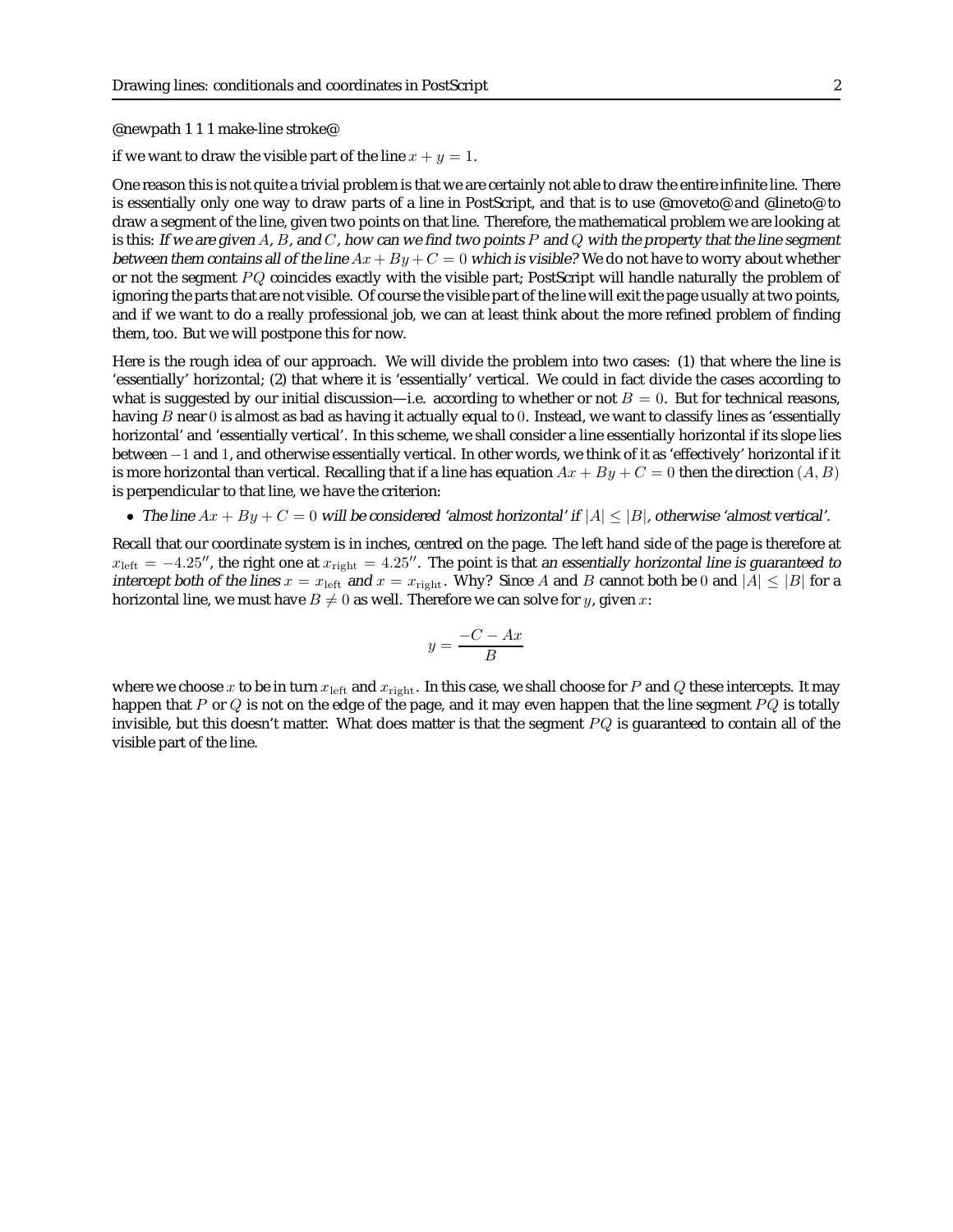@newpath 1 1 1 make-line stroke@

if we want to draw the visible part of the line $x + y = 1$.

One reason this is not quite a trivial problem is that we are certainly not able to draw the entire infinite line. There is essentially only one way to draw parts of a line in PostScript, and that is to use @moveto@ and @lineto@ to draw a segment of the line, given two points on that line. Therefore, the mathematical problem we are looking at is this: *If we are given $A$, $B$, and $C$, how can we find two points $P$ and $Q$ with the property that the line segment between them contains all of the line $Ax + By + C = 0$ which is visible?* We do not have to worry about whether or not the segment $PQ$ coincides exactly with the visible part; PostScript will handle naturally the problem of ignoring the parts that are not visible. Of course the visible part of the line will exit the page usually at two points, and if we want to do a really professional job, we can at least think about the more refined problem of finding them, too. But we will postpone this for now.

Here is the rough idea of our approach. We will divide the problem into two cases: (1) that where the line is 'essentially' horizontal; (2) that where it is 'essentially' vertical. We could in fact divide the cases according to what is suggested by our initial discussion—i.e. according to whether or not $B = 0$. But for technical reasons, having $B$ near $0$ is almost as bad as having it actually equal to $0$. Instead, we want to classify lines as 'essentially horizontal' and 'essentially vertical'. In this scheme, we shall consider a line essentially horizontal if its slope lies between $-1$ and $1$, and otherwise essentially vertical. In other words, we think of it as 'effectively' horizontal if it is more horizontal than vertical. Recalling that if a line has equation $Ax + By + C = 0$ then the direction $(A, B)$ is perpendicular to that line, we have the criterion:

- *The line $Ax + By + C = 0$ will be considered 'almost horizontal' if $|A| \leq |B|$, otherwise 'almost vertical'.*

Recall that our coordinate system is in inches, centred on the page. The left hand side of the page is therefore at $x_{\text{left}} = -4.25''$, the right one at $x_{\text{right}} = 4.25''$. The point is that *an essentially horizontal line is guaranteed to intercept both of the lines $x = x_{\text{left}}$ and $x = x_{\text{right}}$.* Why? Since $A$ and $B$ cannot both be $0$ and $|A| \leq |B|$ for a horizontal line, we must have $B \neq 0$ as well. Therefore we can solve for $y$, given $x$:

$$y = \frac{-C - Ax}{B}$$

where we choose $x$ to be in turn $x_{\text{left}}$ and $x_{\text{right}}$. In this case, we shall choose for $P$ and $Q$ these intercepts. It may happen that $P$ or $Q$ is not on the edge of the page, and it may even happen that the line segment $PQ$ is totally invisible, but this doesn't matter. What does matter is that the segment $PQ$ is guaranteed to contain all of the visible part of the line.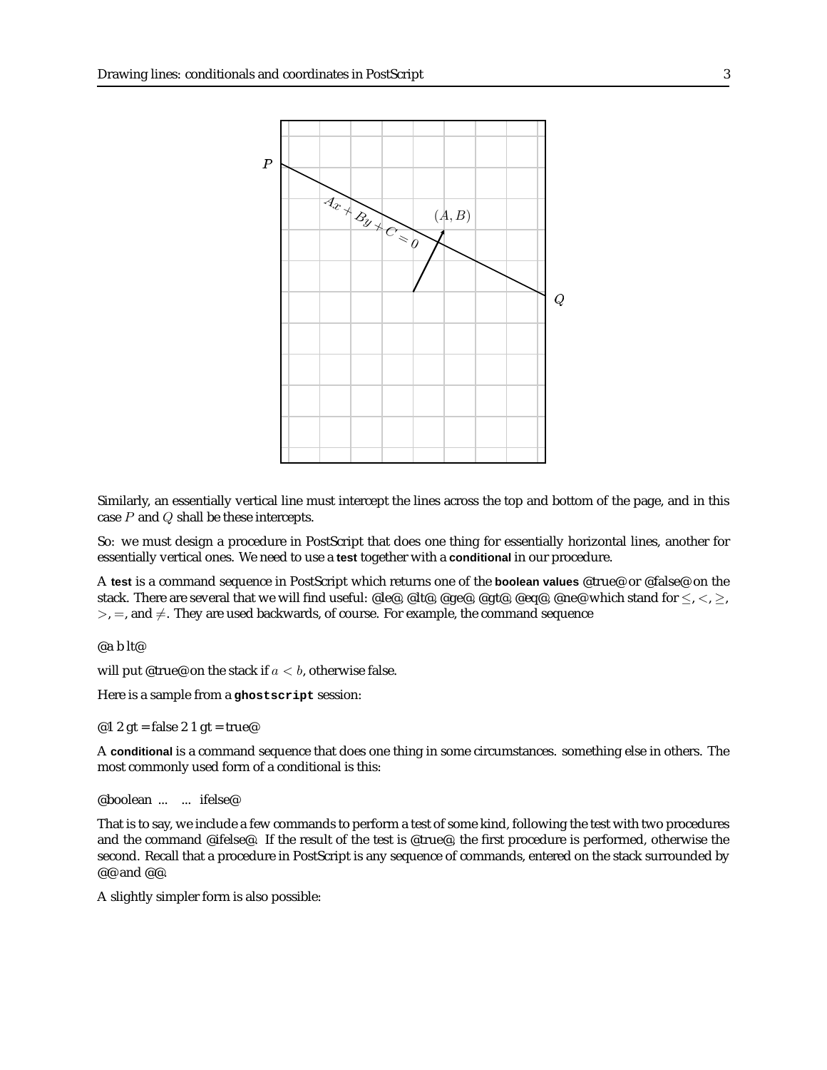Similarly, an essentially vertical line must intercept the lines across the top and bottom of the page, and in this case $P$ and $Q$ shall be these intercepts.

So: we must design a procedure in PostScript that does one thing for essentially horizontal lines, another for essentially vertical ones. We need to use a **test** together with a **conditional** in our procedure.

A **test** is a command sequence in PostScript which returns one of the **boolean values** @true@ or @false@ on the stack. There are several that we will find useful: @le@, @lt@, @ge@, @gt@, @eq@, @ne@ which stand for $\leq$, $<$, $\geq$, $>$, $=$, and $\neq$. They are used backwards, of course. For example, the command sequence

@a b lt@

will put @true@ on the stack if $a < b$, otherwise false.

Here is a sample from a **ghostscript** session:

@1 2 gt = false 2 1 gt = true@

A **conditional** is a command sequence that does one thing in some circumstances. something else in others. The most commonly used form of a conditional is this:

@boolean ... ... ifelse@

That is to say, we include a few commands to perform a test of some kind, following the test with two procedures and the command @ifelse@. If the result of the test is @true@, the first procedure is performed, otherwise the second. Recall that a procedure in PostScript is any sequence of commands, entered on the stack surrounded by @@ and @@.

A slightly simpler form is also possible: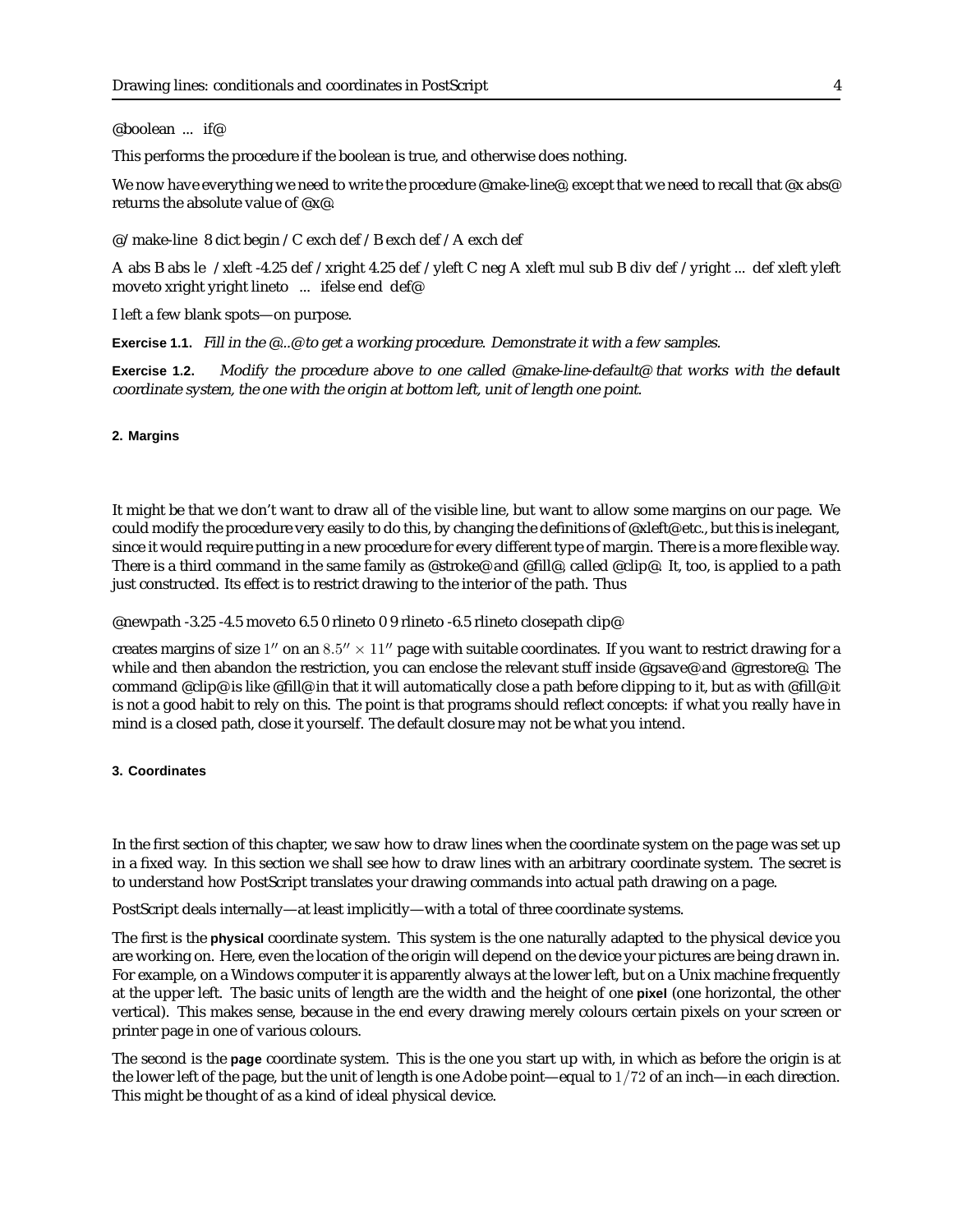@boolean ... if@

This performs the procedure if the boolean is true, and otherwise does nothing.

We now have everything we need to write the procedure @make-line@, except that we need to recall that @x abs@ returns the absolute value of @x@.

@/make-line 8 dict begin /C exch def /B exch def /A exch def

A abs B abs le /xleft -4.25 def /xright 4.25 def /yleft C neg A xleft mul sub B div def /yright ... def xleft yleft moveto xright yright lineto ... ifelse end def@

I left a few blank spots—on purpose.

**Exercise 1.1.** *Fill in the @...@ to get a working procedure. Demonstrate it with a few samples.*

**Exercise 1.2.** *Modify the procedure above to one called @make-line-default@ that works with the* **default** *coordinate system, the one with the origin at bottom left, unit of length one point.*

## 2. Margins

It might be that we don't want to draw all of the visible line, but want to allow some margins on our page. We could modify the procedure very easily to do this, by changing the definitions of @xleft@ etc., but this is inelegant, since it would require putting in a new procedure for every different type of margin. There is a more flexible way. There is a third command in the same family as @stroke@ and @fill@, called @clip@. It, too, is applied to a path just constructed. Its effect is to restrict drawing to the interior of the path. Thus

@newpath -3.25 -4.5 moveto 6.5 0 rlineto 0 9 rlineto -6.5 rlineto closepath clip@

creates margins of size $1''$ on an $8.5'' \times 11''$ page with suitable coordinates. If you want to restrict drawing for a while and then abandon the restriction, you can enclose the relevant stuff inside @gsave@ and @grestore@. The command @clip@ is like @fill@ in that it will automatically close a path before clipping to it, but as with @fill@ it is not a good habit to rely on this. The point is that programs should reflect concepts: if what you really have in mind is a closed path, close it yourself. The default closure may not be what you intend.

## 3. Coordinates

In the first section of this chapter, we saw how to draw lines when the coordinate system on the page was set up in a fixed way. In this section we shall see how to draw lines with an arbitrary coordinate system. The secret is to understand how PostScript translates your drawing commands into actual path drawing on a page.

PostScript deals internally—at least implicitly—with a total of three coordinate systems.

The first is the **physical** coordinate system. This system is the one naturally adapted to the physical device you are working on. Here, even the location of the origin will depend on the device your pictures are being drawn in. For example, on a Windows computer it is apparently always at the lower left, but on a Unix machine frequently at the upper left. The basic units of length are the width and the height of one **pixel** (one horizontal, the other vertical). This makes sense, because in the end every drawing merely colours certain pixels on your screen or printer page in one of various colours.

The second is the **page** coordinate system. This is the one you start up with, in which as before the origin is at the lower left of the page, but the unit of length is one Adobe point—equal to $1/72$ of an inch—in each direction. This might be thought of as a kind of ideal physical device.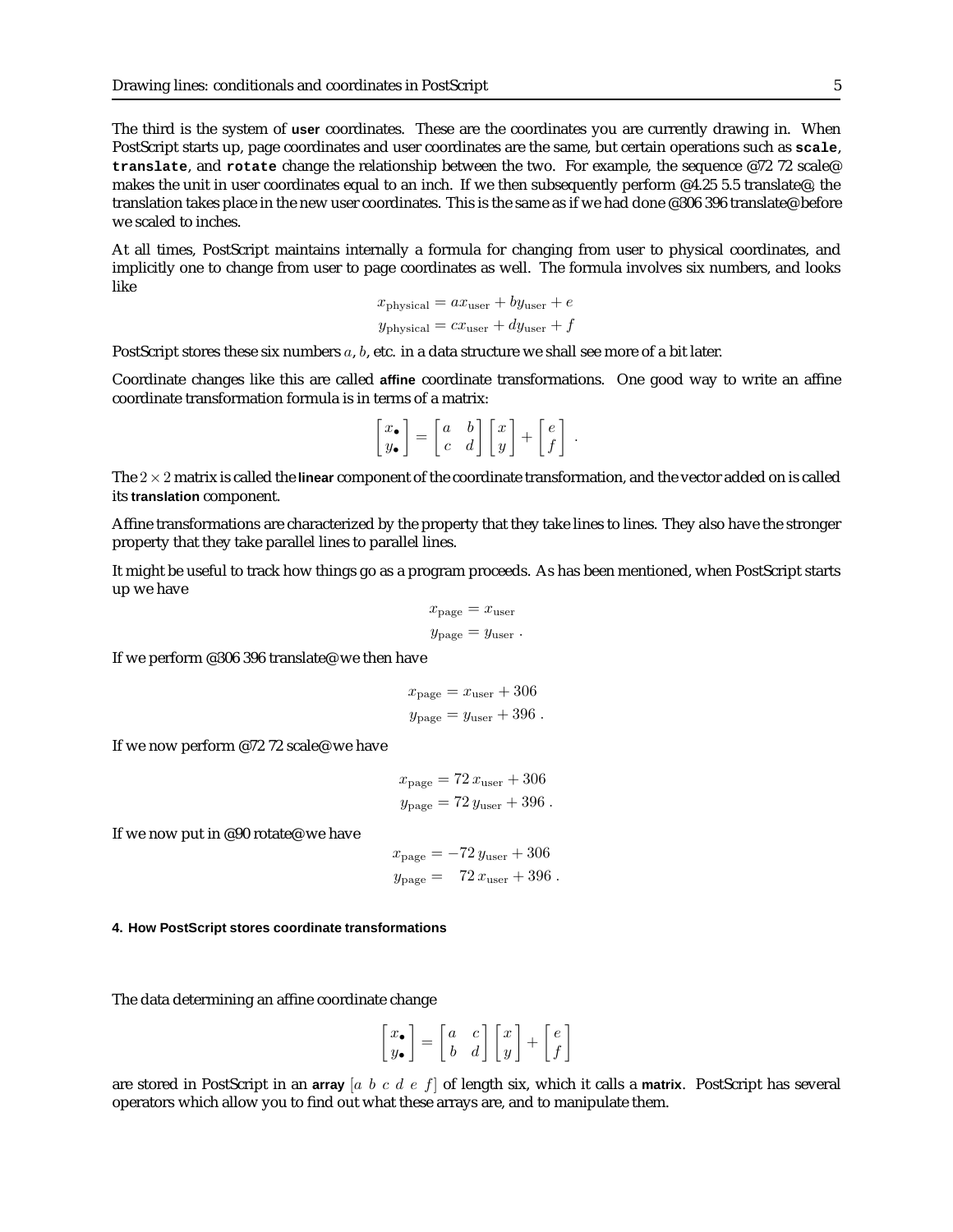The third is the system of **user** coordinates. These are the coordinates you are currently drawing in. When PostScript starts up, page coordinates and user coordinates are the same, but certain operations such as **`scale`**, **`translate`**, and **`rotate`** change the relationship between the two. For example, the sequence @72 72 scale@ makes the unit in user coordinates equal to an inch. If we then subsequently perform @4.25 5.5 translate@, the translation takes place in the new user coordinates. This is the same as if we had done @306 396 translate@before we scaled to inches.

At all times, PostScript maintains internally a formula for changing from user to physical coordinates, and implicitly one to change from user to page coordinates as well. The formula involves six numbers, and looks like

$$x_{\text{physical}} = ax_{\text{user}} + by_{\text{user}} + e$$
$$y_{\text{physical}} = cx_{\text{user}} + dy_{\text{user}} + f$$

PostScript stores these six numbers $a$, $b$, etc. in a data structure we shall see more of a bit later.

Coordinate changes like this are called **affine** coordinate transformations. One good way to write an affine coordinate transformation formula is in terms of a matrix:

$$\begin{bmatrix} x_\bullet \\ y_\bullet \end{bmatrix} = \begin{bmatrix} a & b \\ c & d \end{bmatrix} \begin{bmatrix} x \\ y \end{bmatrix} + \begin{bmatrix} e \\ f \end{bmatrix} .$$

The $2 \times 2$ matrix is called the **linear** component of the coordinate transformation, and the vector added on is called its **translation** component.

Affine transformations are characterized by the property that they take lines to lines. They also have the stronger property that they take parallel lines to parallel lines.

It might be useful to track how things go as a program proceeds. As has been mentioned, when PostScript starts up we have

$$x_{\text{page}} = x_{\text{user}}$$
$$y_{\text{page}} = y_{\text{user}} .$$

If we perform @306 396 translate@we then have

$$x_{\text{page}} = x_{\text{user}} + 306$$
$$y_{\text{page}} = y_{\text{user}} + 396 .$$

If we now perform @72 72 scale@we have

$$x_{\text{page}} = 72\, x_{\text{user}} + 306$$
$$y_{\text{page}} = 72\, y_{\text{user}} + 396 .$$

If we now put in @90 rotate@we have

$$x_{\text{page}} = -72\, y_{\text{user}} + 306$$
$$y_{\text{page}} = \phantom{-}72\, x_{\text{user}} + 396 .$$

#### 4. How PostScript stores coordinate transformations

The data determining an affine coordinate change

$$\begin{bmatrix} x_\bullet \\ y_\bullet \end{bmatrix} = \begin{bmatrix} a & c \\ b & d \end{bmatrix} \begin{bmatrix} x \\ y \end{bmatrix} + \begin{bmatrix} e \\ f \end{bmatrix}$$

are stored in PostScript in an **array** $[a\ b\ c\ d\ e\ f]$ of length six, which it calls a **matrix**. PostScript has several operators which allow you to find out what these arrays are, and to manipulate them.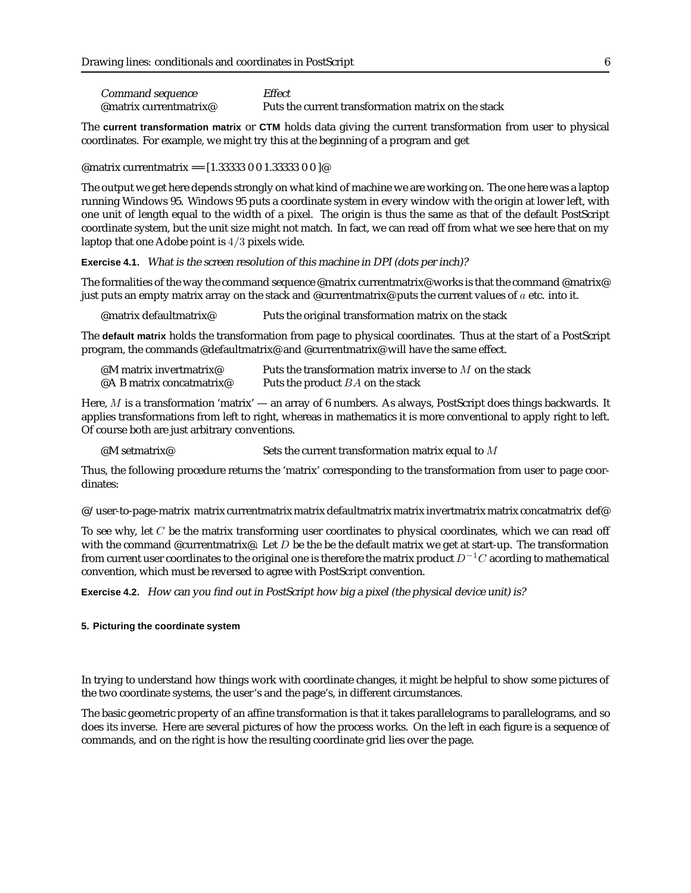| *Command sequence* | *Effect* |
| --- | --- |
| @matrix currentmatrix@ | Puts the current transformation matrix on the stack |

The **current transformation matrix** or **CTM** holds data giving the current transformation from user to physical coordinates. For example, we might try this at the beginning of a program and get

@matrix currentmatrix == [1.33333 0 0 1.33333 0 0 ]@

The output we get here depends strongly on what kind of machine we are working on. The one here was a laptop running Windows 95. Windows 95 puts a coordinate system in every window with the origin at lower left, with one unit of length equal to the width of a pixel. The origin is thus the same as that of the default PostScript coordinate system, but the unit size might not match. In fact, we can read off from what we see here that on my laptop that one Adobe point is $4/3$ pixels wide.

**Exercise 4.1.** *What is the screen resolution of this machine in DPI (dots per inch)?*

The formalities of the way the command sequence @matrix currentmatrix@works is that the command @matrix@ just puts an empty matrix array on the stack and @currentmatrix@ puts the current values of $a$ etc. into it.

| | |
| --- | --- |
| @matrix defaultmatrix@ | Puts the original transformation matrix on the stack |

The **default matrix** holds the transformation from page to physical coordinates. Thus at the start of a PostScript program, the commands @defaultmatrix@ and @currentmatrix@ will have the same effect.

| | |
| --- | --- |
| @M matrix invertmatrix@ | Puts the transformation matrix inverse to $M$ on the stack |
| @A B matrix concatmatrix@ | Puts the product $BA$ on the stack |

Here, $M$ is a transformation 'matrix' — an array of 6 numbers. As always, PostScript does things backwards. It applies transformations from left to right, whereas in mathematics it is more conventional to apply right to left. Of course both are just arbitrary conventions.

| | |
| --- | --- |
| @M setmatrix@ | Sets the current transformation matrix equal to $M$ |

Thus, the following procedure returns the 'matrix' corresponding to the transformation from user to page coordinates:

@/ user-to-page-matrix matrix currentmatrix matrix defaultmatrix matrix invertmatrix matrix concatmatrix def@

To see why, let $C$ be the matrix transforming user coordinates to physical coordinates, which we can read off with the command @currentmatrix@. Let $D$ be the be the default matrix we get at start-up. The transformation from current user coordinates to the original one is therefore the matrix product $D^{-1}C$ acording to mathematical convention, which must be reversed to agree with PostScript convention.

**Exercise 4.2.** *How can you find out in PostScript how big a pixel (the physical device unit) is?*

##### 5. Picturing the coordinate system

In trying to understand how things work with coordinate changes, it might be helpful to show some pictures of the two coordinate systems, the user's and the page's, in different circumstances.

The basic geometric property of an affine transformation is that it takes parallelograms to parallelograms, and so does its inverse. Here are several pictures of how the process works. On the left in each figure is a sequence of commands, and on the right is how the resulting coordinate grid lies over the page.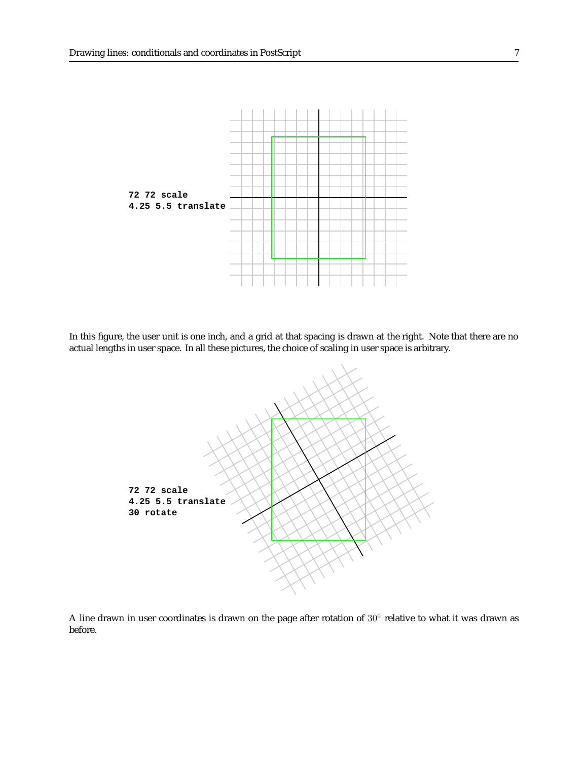```
72 72 scale
4.25 5.5 translate
```

In this figure, the user unit is one inch, and a grid at that spacing is drawn at the right. Note that there are no actual lengths in user space. In all these pictures, the choice of scaling in user space is arbitrary.

```
72 72 scale
4.25 5.5 translate
30 rotate
```

A line drawn in user coordinates is drawn on the page after rotation of $30^\circ$ relative to what it was drawn as before.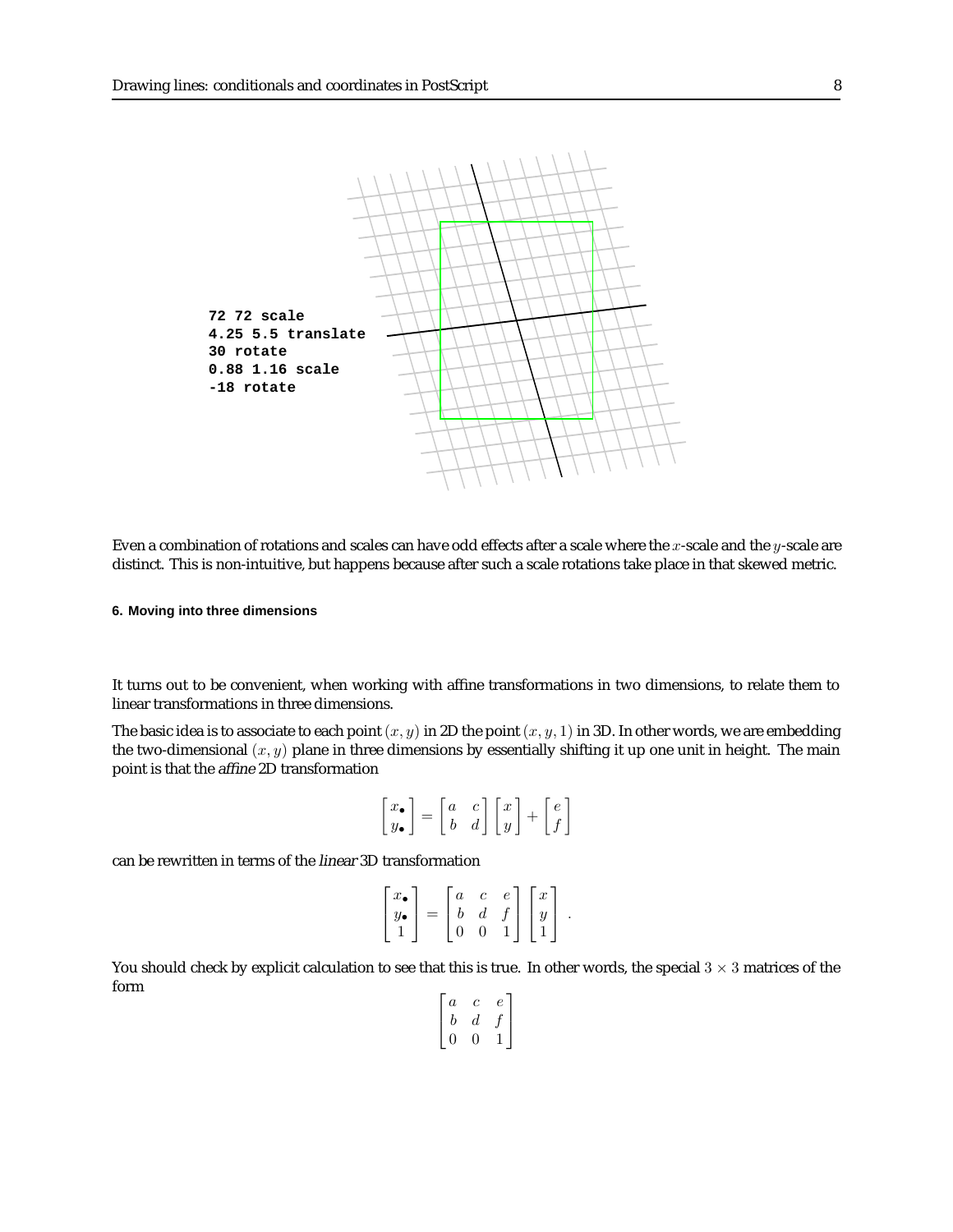```
72 72 scale
4.25 5.5 translate
30 rotate
0.88 1.16 scale
-18 rotate
```

Even a combination of rotations and scales can have odd effects after a scale where the $x$-scale and the $y$-scale are distinct. This is non-intuitive, but happens because after such a scale rotations take place in that skewed metric.

#### 6. Moving into three dimensions

It turns out to be convenient, when working with affine transformations in two dimensions, to relate them to linear transformations in three dimensions.

The basic idea is to associate to each point $(x, y)$ in 2D the point $(x, y, 1)$ in 3D. In other words, we are embedding the two-dimensional $(x, y)$ plane in three dimensions by essentially shifting it up one unit in height. The main point is that the *affine* 2D transformation

$$\begin{bmatrix} x_\bullet \\ y_\bullet \end{bmatrix} = \begin{bmatrix} a & c \\ b & d \end{bmatrix} \begin{bmatrix} x \\ y \end{bmatrix} + \begin{bmatrix} e \\ f \end{bmatrix}$$

can be rewritten in terms of the *linear* 3D transformation

$$\begin{bmatrix} x_\bullet \\ y_\bullet \\ 1 \end{bmatrix} = \begin{bmatrix} a & c & e \\ b & d & f \\ 0 & 0 & 1 \end{bmatrix} \begin{bmatrix} x \\ y \\ 1 \end{bmatrix} .$$

You should check by explicit calculation to see that this is true. In other words, the special $3 \times 3$ matrices of the form

$$\begin{bmatrix} a & c & e \\ b & d & f \\ 0 & 0 & 1 \end{bmatrix}$$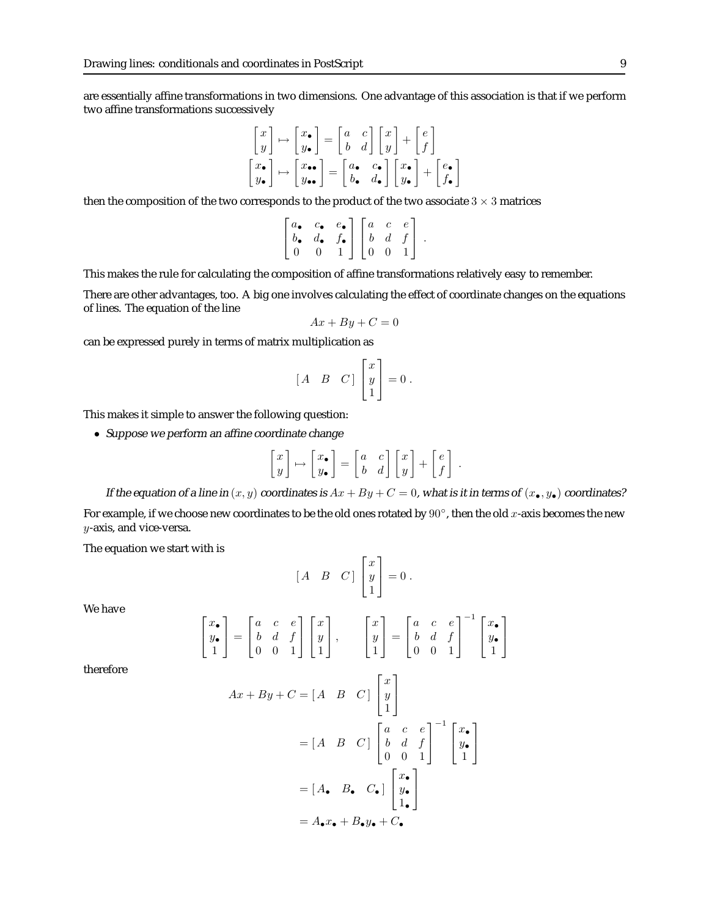are essentially affine transformations in two dimensions. One advantage of this association is that if we perform two affine transformations successively

$$\begin{bmatrix} x \\ y \end{bmatrix} \mapsto \begin{bmatrix} x_\bullet \\ y_\bullet \end{bmatrix} = \begin{bmatrix} a & c \\ b & d \end{bmatrix} \begin{bmatrix} x \\ y \end{bmatrix} + \begin{bmatrix} e \\ f \end{bmatrix}$$

$$\begin{bmatrix} x_\bullet \\ y_\bullet \end{bmatrix} \mapsto \begin{bmatrix} x_{\bullet\bullet} \\ y_{\bullet\bullet} \end{bmatrix} = \begin{bmatrix} a_\bullet & c_\bullet \\ b_\bullet & d_\bullet \end{bmatrix} \begin{bmatrix} x_\bullet \\ y_\bullet \end{bmatrix} + \begin{bmatrix} e_\bullet \\ f_\bullet \end{bmatrix}$$

then the composition of the two corresponds to the product of the two associate $3 \times 3$ matrices

$$\begin{bmatrix} a_\bullet & c_\bullet & e_\bullet \\ b_\bullet & d_\bullet & f_\bullet \\ 0 & 0 & 1 \end{bmatrix} \begin{bmatrix} a & c & e \\ b & d & f \\ 0 & 0 & 1 \end{bmatrix} .$$

This makes the rule for calculating the composition of affine transformations relatively easy to remember.

There are other advantages, too. A big one involves calculating the effect of coordinate changes on the equations of lines. The equation of the line

$$Ax + By + C = 0$$

can be expressed purely in terms of matrix multiplication as

$$[\,A \quad B \quad C\,] \begin{bmatrix} x \\ y \\ 1 \end{bmatrix} = 0 .$$

This makes it simple to answer the following question:

- *Suppose we perform an affine coordinate change*

$$\begin{bmatrix} x \\ y \end{bmatrix} \mapsto \begin{bmatrix} x_\bullet \\ y_\bullet \end{bmatrix} = \begin{bmatrix} a & c \\ b & d \end{bmatrix} \begin{bmatrix} x \\ y \end{bmatrix} + \begin{bmatrix} e \\ f \end{bmatrix} .$$

  *If the equation of a line in $(x, y)$ coordinates is $Ax + By + C = 0$, what is it in terms of $(x_\bullet, y_\bullet)$ coordinates?*

For example, if we choose new coordinates to be the old ones rotated by $90^\circ$, then the old $x$-axis becomes the new $y$-axis, and vice-versa.

The equation we start with is

$$[\,A \quad B \quad C\,] \begin{bmatrix} x \\ y \\ 1 \end{bmatrix} = 0 .$$

We have

$$\begin{bmatrix} x_\bullet \\ y_\bullet \\ 1 \end{bmatrix} = \begin{bmatrix} a & c & e \\ b & d & f \\ 0 & 0 & 1 \end{bmatrix} \begin{bmatrix} x \\ y \\ 1 \end{bmatrix}, \qquad \begin{bmatrix} x \\ y \\ 1 \end{bmatrix} = \begin{bmatrix} a & c & e \\ b & d & f \\ 0 & 0 & 1 \end{bmatrix}^{-1} \begin{bmatrix} x_\bullet \\ y_\bullet \\ 1 \end{bmatrix}$$

therefore

$$\begin{aligned}
Ax + By + C &= [\,A \quad B \quad C\,] \begin{bmatrix} x \\ y \\ 1 \end{bmatrix} \\
&= [\,A \quad B \quad C\,] \begin{bmatrix} a & c & e \\ b & d & f \\ 0 & 0 & 1 \end{bmatrix}^{-1} \begin{bmatrix} x_\bullet \\ y_\bullet \\ 1 \end{bmatrix} \\
&= [\,A_\bullet \quad B_\bullet \quad C_\bullet\,] \begin{bmatrix} x_\bullet \\ y_\bullet \\ 1_\bullet \end{bmatrix} \\
&= A_\bullet x_\bullet + B_\bullet y_\bullet + C_\bullet
\end{aligned}$$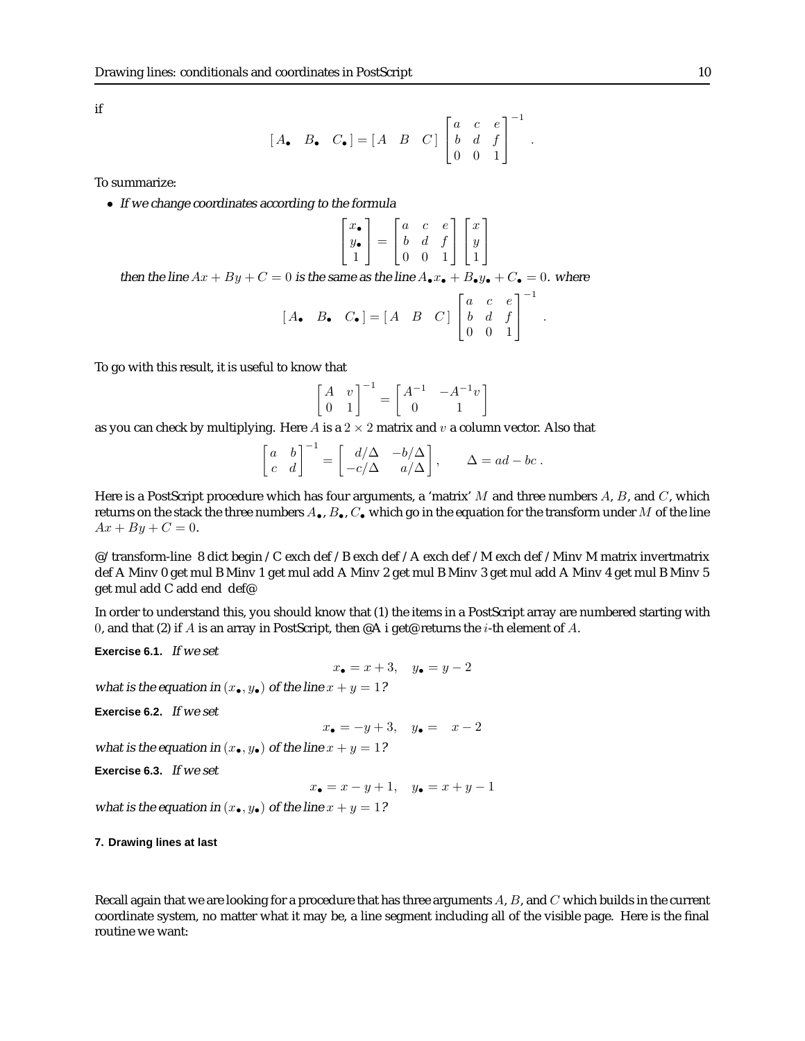if

$$[A_\bullet \quad B_\bullet \quad C_\bullet] = [A \quad B \quad C] \begin{bmatrix} a & c & e \\ b & d & f \\ 0 & 0 & 1 \end{bmatrix}^{-1} .$$

To summarize:

- *If we change coordinates according to the formula*

$$\begin{bmatrix} x_\bullet \\ y_\bullet \\ 1 \end{bmatrix} = \begin{bmatrix} a & c & e \\ b & d & f \\ 0 & 0 & 1 \end{bmatrix} \begin{bmatrix} x \\ y \\ 1 \end{bmatrix}$$

*then the line $Ax + By + C = 0$ is the same as the line $A_\bullet x_\bullet + B_\bullet y_\bullet + C_\bullet = 0$. where*

$$[A_\bullet \quad B_\bullet \quad C_\bullet] = [A \quad B \quad C] \begin{bmatrix} a & c & e \\ b & d & f \\ 0 & 0 & 1 \end{bmatrix}^{-1} .$$

To go with this result, it is useful to know that

$$\begin{bmatrix} A & v \\ 0 & 1 \end{bmatrix}^{-1} = \begin{bmatrix} A^{-1} & -A^{-1}v \\ 0 & 1 \end{bmatrix}$$

as you can check by multiplying. Here $A$ is a $2 \times 2$ matrix and $v$ a column vector. Also that

$$\begin{bmatrix} a & b \\ c & d \end{bmatrix}^{-1} = \begin{bmatrix} d/\Delta & -b/\Delta \\ -c/\Delta & a/\Delta \end{bmatrix}, \qquad \Delta = ad - bc .$$

Here is a PostScript procedure which has four arguments, a 'matrix' $M$ and three numbers $A$, $B$, and $C$, which returns on the stack the three numbers $A_\bullet$, $B_\bullet$, $C_\bullet$ which go in the equation for the transform under $M$ of the line $Ax + By + C = 0$.

@/transform-line 8 dict begin /C exch def /B exch def /A exch def /M exch def /Minv M matrix invertmatrix def A Minv 0 get mul B Minv 1 get mul add A Minv 2 get mul B Minv 3 get mul add A Minv 4 get mul B Minv 5 get mul add C add end def@

In order to understand this, you should know that (1) the items in a PostScript array are numbered starting with $0$, and that (2) if $A$ is an array in PostScript, then @A i get@returns the $i$-th element of $A$.

**Exercise 6.1.** *If we set*

$$x_\bullet = x + 3, \quad y_\bullet = y - 2$$

*what is the equation in $(x_\bullet, y_\bullet)$ of the line $x + y = 1$?*

**Exercise 6.2.** *If we set*

$$x_\bullet = -y + 3, \quad y_\bullet = \quad x - 2$$

*what is the equation in $(x_\bullet, y_\bullet)$ of the line $x + y = 1$?*

**Exercise 6.3.** *If we set*

$$x_\bullet = x - y + 1, \quad y_\bullet = x + y - 1$$

*what is the equation in $(x_\bullet, y_\bullet)$ of the line $x + y = 1$?*

#### 7. Drawing lines at last

Recall again that we are looking for a procedure that has three arguments $A$, $B$, and $C$ which builds in the current coordinate system, no matter what it may be, a line segment including all of the visible page. Here is the final routine we want: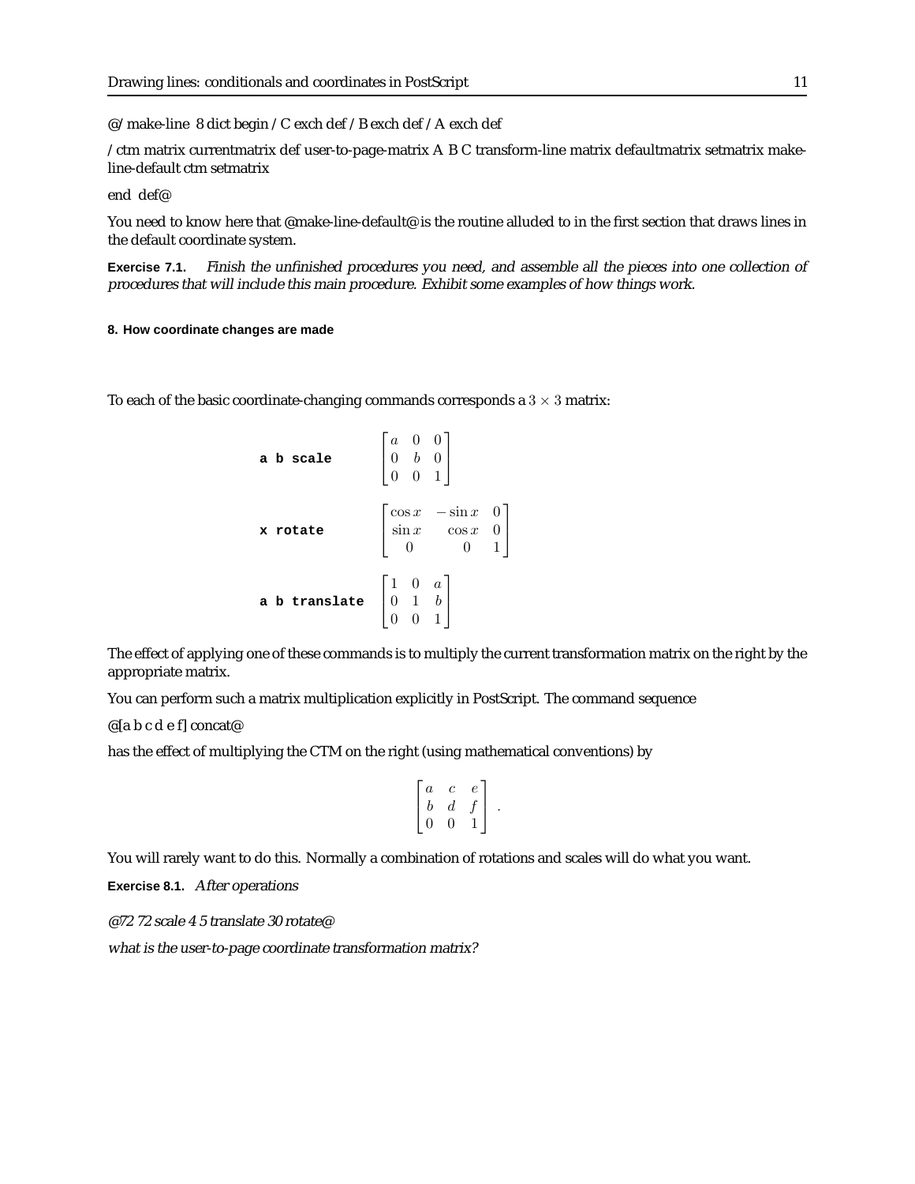@/make-line 8 dict begin /C exch def /B exch def /A exch def

/ctm matrix currentmatrix def user-to-page-matrix A B C transform-line matrix defaultmatrix setmatrix make-line-default ctm setmatrix

end def@

You need to know here that @make-line-default@ is the routine alluded to in the first section that draws lines in the default coordinate system.

**Exercise 7.1.** *Finish the unfinished procedures you need, and assemble all the pieces into one collection of procedures that will include this main procedure. Exhibit some examples of how things work.*

#### 8. How coordinate changes are made

To each of the basic coordinate-changing commands corresponds a $3 \times 3$ matrix:

**a b scale**
$$\begin{bmatrix} a & 0 & 0 \\ 0 & b & 0 \\ 0 & 0 & 1 \end{bmatrix}$$

**x rotate**
$$\begin{bmatrix} \cos x & -\sin x & 0 \\ \sin x & \cos x & 0 \\ 0 & 0 & 1 \end{bmatrix}$$

**a b translate**
$$\begin{bmatrix} 1 & 0 & a \\ 0 & 1 & b \\ 0 & 0 & 1 \end{bmatrix}$$

The effect of applying one of these commands is to multiply the current transformation matrix on the right by the appropriate matrix.

You can perform such a matrix multiplication explicitly in PostScript. The command sequence

@[a b c d e f] concat@

has the effect of multiplying the CTM on the right (using mathematical conventions) by

$$\begin{bmatrix} a & c & e \\ b & d & f \\ 0 & 0 & 1 \end{bmatrix} .$$

You will rarely want to do this. Normally a combination of rotations and scales will do what you want.

**Exercise 8.1.** *After operations*

*@72 72 scale 4 5 translate 30 rotate@*

*what is the user-to-page coordinate transformation matrix?*